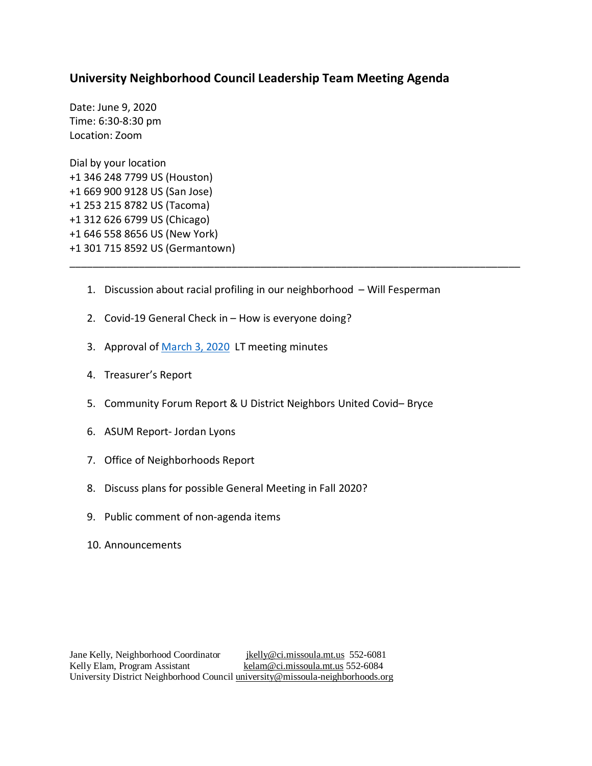# University Neighborhood Council Leadership Team Meeting Agenda

Date: June 9, 2020
Time: 6:30-8:30 pm
Location: Zoom

Dial by your location
+1 346 248 7799 US (Houston)
+1 669 900 9128 US (San Jose)
+1 253 215 8782 US (Tacoma)
+1 312 626 6799 US (Chicago)
+1 646 558 8656 US (New York)
+1 301 715 8592 US (Germantown)

---

1. Discussion about racial profiling in our neighborhood – Will Fesperman
2. Covid-19 General Check in – How is everyone doing?
3. Approval of March 3, 2020 LT meeting minutes
4. Treasurer's Report
5. Community Forum Report & U District Neighbors United Covid– Bryce
6. ASUM Report- Jordan Lyons
7. Office of Neighborhoods Report
8. Discuss plans for possible General Meeting in Fall 2020?
9. Public comment of non-agenda items
10. Announcements

Jane Kelly, Neighborhood Coordinator jkelly@ci.missoula.mt.us 552-6081
Kelly Elam, Program Assistant kelam@ci.missoula.mt.us 552-6084
University District Neighborhood Council university@missoula-neighborhoods.org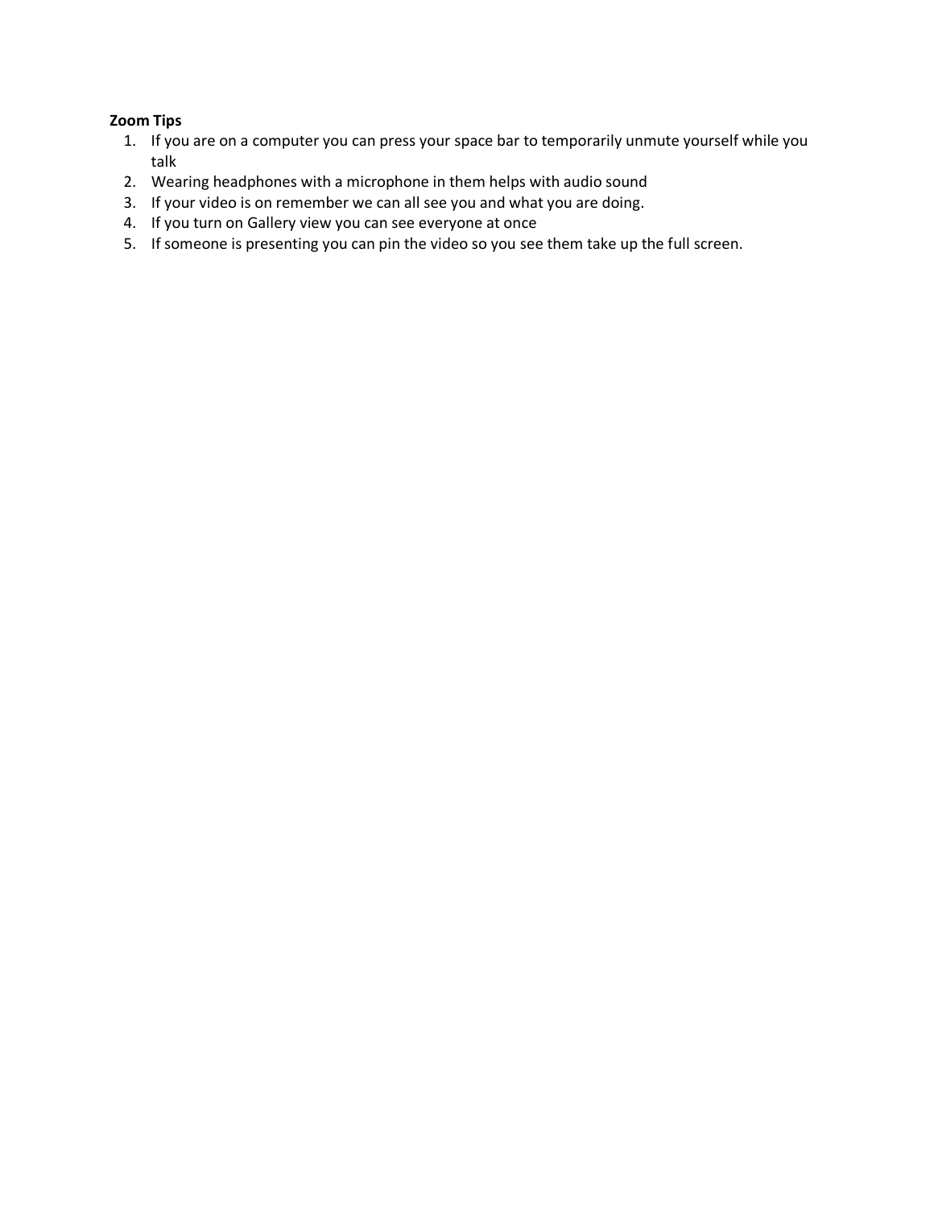**Zoom Tips**

1. If you are on a computer you can press your space bar to temporarily unmute yourself while you talk
2. Wearing headphones with a microphone in them helps with audio sound
3. If your video is on remember we can all see you and what you are doing.
4. If you turn on Gallery view you can see everyone at once
5. If someone is presenting you can pin the video so you see them take up the full screen.